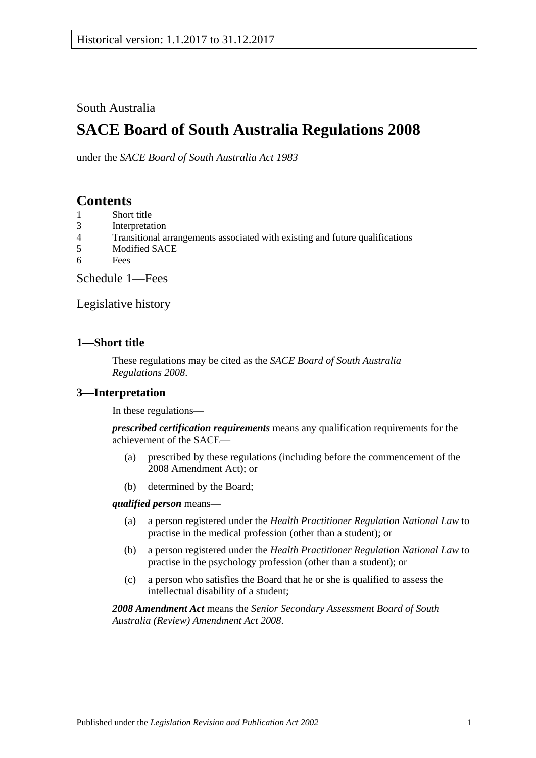South Australia

# SACE Board of South Australia Regulations 2008

under the *SACE Board of South Australia Act 1983*

## Contents

1 Short title
3 Interpretation
4 Transitional arrangements associated with existing and future qualifications
5 Modified SACE
6 Fees

Schedule 1—Fees

Legislative history

### 1—Short title

These regulations may be cited as the *SACE Board of South Australia Regulations 2008*.

### 3—Interpretation

In these regulations—

***prescribed certification requirements*** means any qualification requirements for the achievement of the SACE—

(a) prescribed by these regulations (including before the commencement of the 2008 Amendment Act); or

(b) determined by the Board;

***qualified person*** means—

(a) a person registered under the *Health Practitioner Regulation National Law* to practise in the medical profession (other than a student); or

(b) a person registered under the *Health Practitioner Regulation National Law* to practise in the psychology profession (other than a student); or

(c) a person who satisfies the Board that he or she is qualified to assess the intellectual disability of a student;

***2008 Amendment Act*** means the *Senior Secondary Assessment Board of South Australia (Review) Amendment Act 2008*.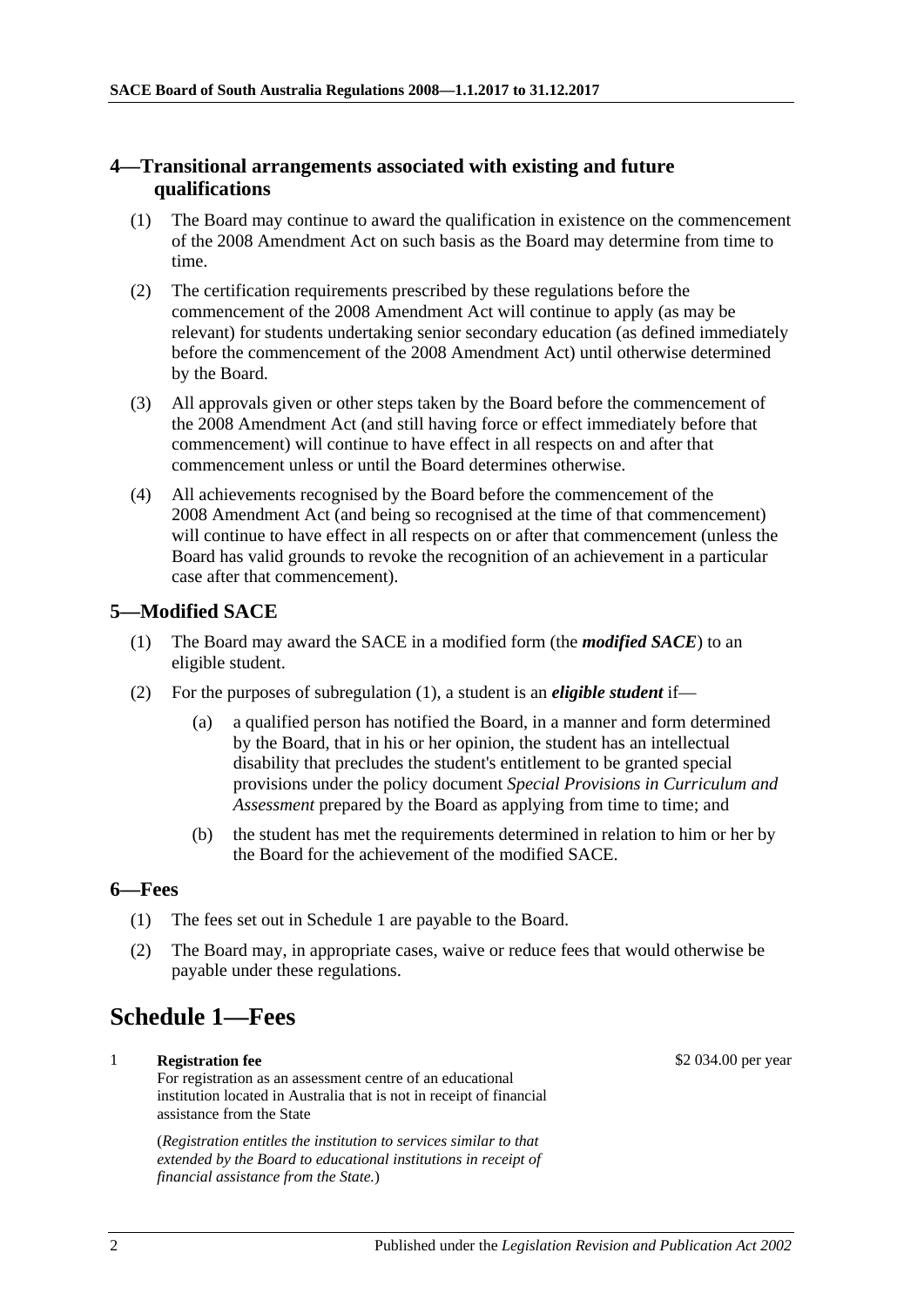## 4—Transitional arrangements associated with existing and future qualifications

(1) The Board may continue to award the qualification in existence on the commencement of the 2008 Amendment Act on such basis as the Board may determine from time to time.

(2) The certification requirements prescribed by these regulations before the commencement of the 2008 Amendment Act will continue to apply (as may be relevant) for students undertaking senior secondary education (as defined immediately before the commencement of the 2008 Amendment Act) until otherwise determined by the Board.

(3) All approvals given or other steps taken by the Board before the commencement of the 2008 Amendment Act (and still having force or effect immediately before that commencement) will continue to have effect in all respects on and after that commencement unless or until the Board determines otherwise.

(4) All achievements recognised by the Board before the commencement of the 2008 Amendment Act (and being so recognised at the time of that commencement) will continue to have effect in all respects on or after that commencement (unless the Board has valid grounds to revoke the recognition of an achievement in a particular case after that commencement).

## 5—Modified SACE

(1) The Board may award the SACE in a modified form (the ***modified SACE***) to an eligible student.

(2) For the purposes of subregulation (1), a student is an ***eligible student*** if—

- (a) a qualified person has notified the Board, in a manner and form determined by the Board, that in his or her opinion, the student has an intellectual disability that precludes the student's entitlement to be granted special provisions under the policy document *Special Provisions in Curriculum and Assessment* prepared by the Board as applying from time to time; and

- (b) the student has met the requirements determined in relation to him or her by the Board for the achievement of the modified SACE.

## 6—Fees

(1) The fees set out in Schedule 1 are payable to the Board.

(2) The Board may, in appropriate cases, waive or reduce fees that would otherwise be payable under these regulations.

# Schedule 1—Fees

| | | |
|---|---|---|
| 1 | **Registration fee**<br>For registration as an assessment centre of an educational institution located in Australia that is not in receipt of financial assistance from the State<br><br>(*Registration entitles the institution to services similar to that extended by the Board to educational institutions in receipt of financial assistance from the State.*) | \$2 034.00 per year |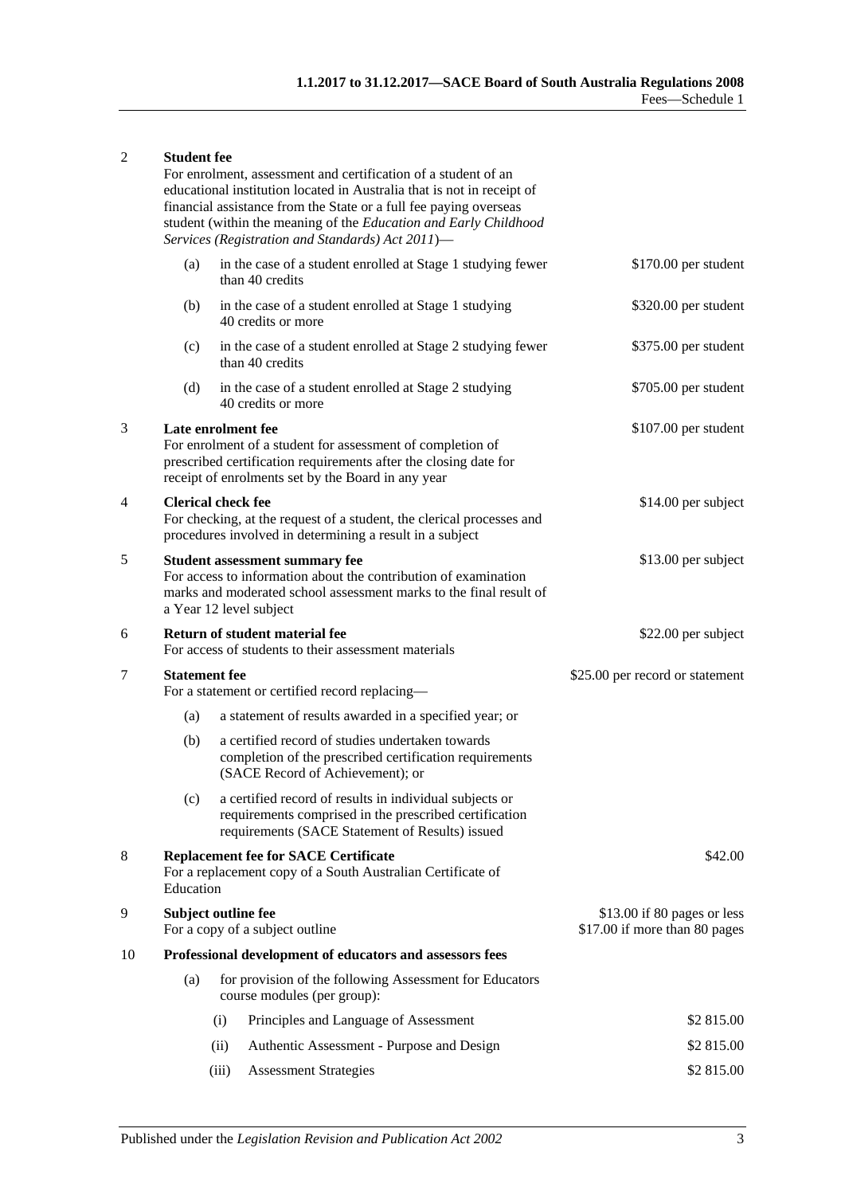| | | | |
|---|---|---|---|
| 2 | **Student fee**<br>For enrolment, assessment and certification of a student of an educational institution located in Australia that is not in receipt of financial assistance from the State or a full fee paying overseas student (within the meaning of the *Education and Early Childhood Services (Registration and Standards) Act 2011*)— | | |
| | (a) | in the case of a student enrolled at Stage 1 studying fewer than 40 credits | $170.00 per student |
| | (b) | in the case of a student enrolled at Stage 1 studying 40 credits or more | $320.00 per student |
| | (c) | in the case of a student enrolled at Stage 2 studying fewer than 40 credits | $375.00 per student |
| | (d) | in the case of a student enrolled at Stage 2 studying 40 credits or more | $705.00 per student |
| 3 | **Late enrolment fee**<br>For enrolment of a student for assessment of completion of prescribed certification requirements after the closing date for receipt of enrolments set by the Board in any year | | $107.00 per student |
| 4 | **Clerical check fee**<br>For checking, at the request of a student, the clerical processes and procedures involved in determining a result in a subject | | $14.00 per subject |
| 5 | **Student assessment summary fee**<br>For access to information about the contribution of examination marks and moderated school assessment marks to the final result of a Year 12 level subject | | $13.00 per subject |
| 6 | **Return of student material fee**<br>For access of students to their assessment materials | | $22.00 per subject |
| 7 | **Statement fee**<br>For a statement or certified record replacing— | | $25.00 per record or statement |
| | (a) | a statement of results awarded in a specified year; or | |
| | (b) | a certified record of studies undertaken towards completion of the prescribed certification requirements (SACE Record of Achievement); or | |
| | (c) | a certified record of results in individual subjects or requirements comprised in the prescribed certification requirements (SACE Statement of Results) issued | |
| 8 | **Replacement fee for SACE Certificate**<br>For a replacement copy of a South Australian Certificate of Education | | $42.00 |
| 9 | **Subject outline fee**<br>For a copy of a subject outline | | $13.00 if 80 pages or less<br>$17.00 if more than 80 pages |
| 10 | **Professional development of educators and assessors fees** | | |
| | (a) | for provision of the following Assessment for Educators course modules (per group): | |
| | | (i) Principles and Language of Assessment | $2 815.00 |
| | | (ii) Authentic Assessment - Purpose and Design | $2 815.00 |
| | | (iii) Assessment Strategies | $2 815.00 |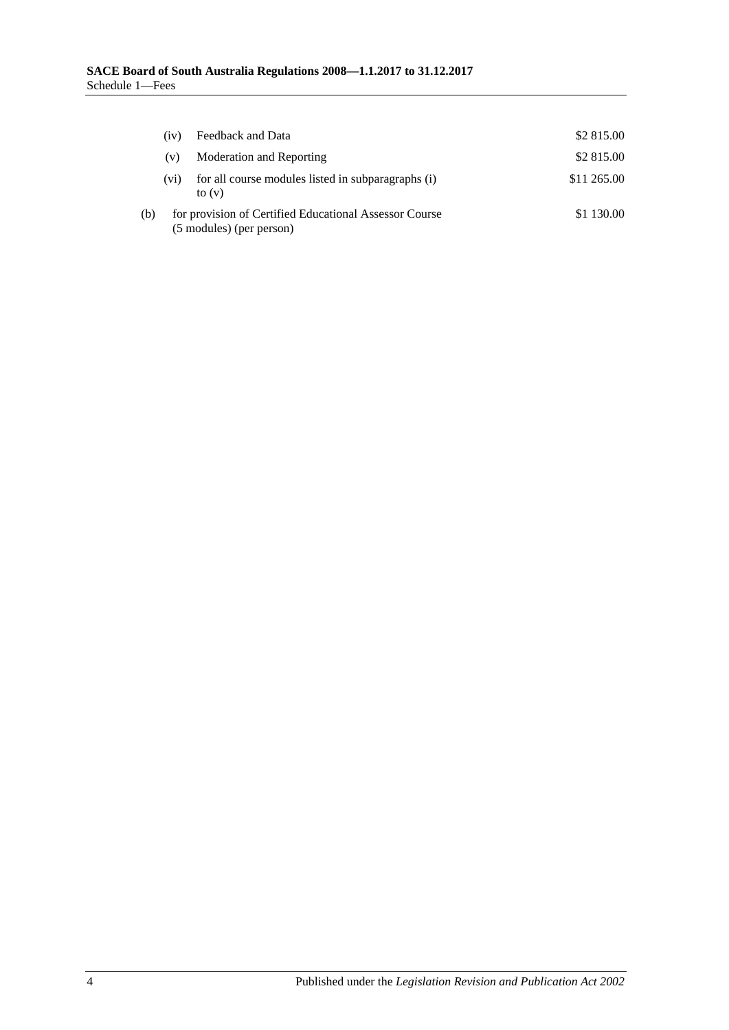| | | |
|---|---|---|
| (iv) | Feedback and Data | $2 815.00 |
| (v) | Moderation and Reporting | $2 815.00 |
| (vi) | for all course modules listed in subparagraphs (i) to (v) | $11 265.00 |

| | | |
|---|---|---|
| (b) | for provision of Certified Educational Assessor Course (5 modules) (per person) | $1 130.00 |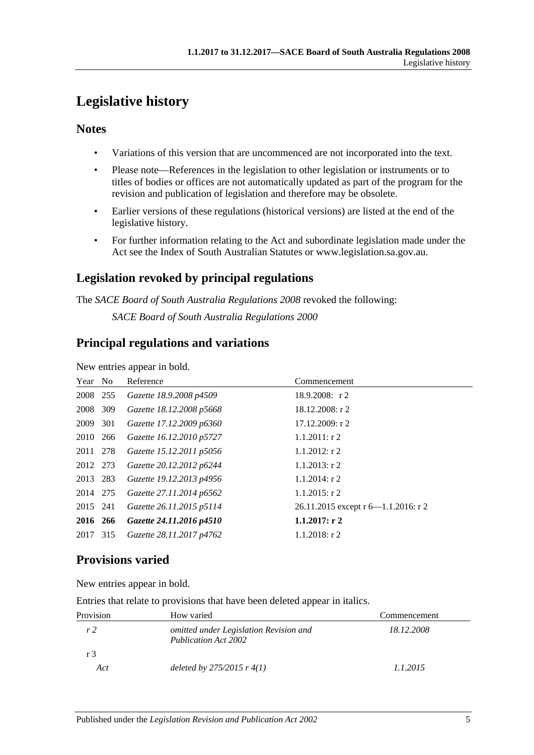# Legislative history

## Notes

- Variations of this version that are uncommenced are not incorporated into the text.
- Please note—References in the legislation to other legislation or instruments or to titles of bodies or offices are not automatically updated as part of the program for the revision and publication of legislation and therefore may be obsolete.
- Earlier versions of these regulations (historical versions) are listed at the end of the legislative history.
- For further information relating to the Act and subordinate legislation made under the Act see the Index of South Australian Statutes or www.legislation.sa.gov.au.

## Legislation revoked by principal regulations

The *SACE Board of South Australia Regulations 2008* revoked the following:

*SACE Board of South Australia Regulations 2000*

## Principal regulations and variations

New entries appear in bold.

| Year | No | Reference | Commencement |
|---|---|---|---|
| 2008 | 255 | *Gazette 18.9.2008 p4509* | 18.9.2008: r 2 |
| 2008 | 309 | *Gazette 18.12.2008 p5668* | 18.12.2008: r 2 |
| 2009 | 301 | *Gazette 17.12.2009 p6360* | 17.12.2009: r 2 |
| 2010 | 266 | *Gazette 16.12.2010 p5727* | 1.1.2011: r 2 |
| 2011 | 278 | *Gazette 15.12.2011 p5056* | 1.1.2012: r 2 |
| 2012 | 273 | *Gazette 20.12.2012 p6244* | 1.1.2013: r 2 |
| 2013 | 283 | *Gazette 19.12.2013 p4956* | 1.1.2014: r 2 |
| 2014 | 275 | *Gazette 27.11.2014 p6562* | 1.1.2015: r 2 |
| 2015 | 241 | *Gazette 26.11.2015 p5114* | 26.11.2015 except r 6—1.1.2016: r 2 |
| **2016** | **266** | ***Gazette 24.11.2016 p4510*** | **1.1.2017: r 2** |
| 2017 | 315 | *Gazette 28.11.2017 p4762* | 1.1.2018: r 2 |

## Provisions varied

New entries appear in bold.

Entries that relate to provisions that have been deleted appear in italics.

| Provision | How varied | Commencement |
|---|---|---|
| *r 2* | *omitted under Legislation Revision and Publication Act 2002* | *18.12.2008* |
| r 3 | | |
| *Act* | *deleted by 275/2015 r 4(1)* | *1.1.2015* |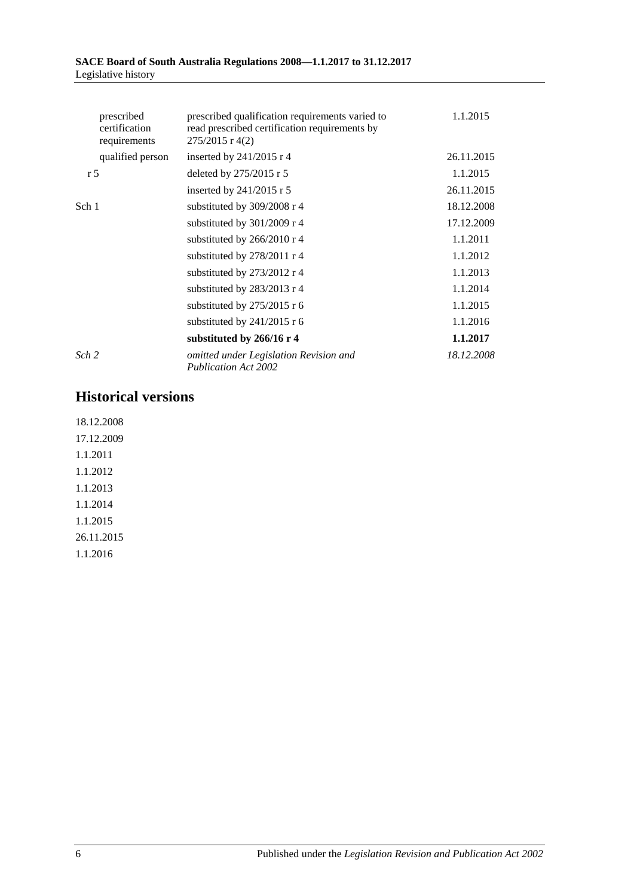| | | |
|---|---|---|
| prescribed certification requirements | prescribed qualification requirements varied to read prescribed certification requirements by 275/2015 r 4(2) | 1.1.2015 |
| qualified person | inserted by 241/2015 r 4 | 26.11.2015 |
| r 5 | deleted by 275/2015 r 5 | 1.1.2015 |
| | inserted by 241/2015 r 5 | 26.11.2015 |
| Sch 1 | substituted by 309/2008 r 4 | 18.12.2008 |
| | substituted by 301/2009 r 4 | 17.12.2009 |
| | substituted by 266/2010 r 4 | 1.1.2011 |
| | substituted by 278/2011 r 4 | 1.1.2012 |
| | substituted by 273/2012 r 4 | 1.1.2013 |
| | substituted by 283/2013 r 4 | 1.1.2014 |
| | substituted by 275/2015 r 6 | 1.1.2015 |
| | substituted by 241/2015 r 6 | 1.1.2016 |
| | **substituted by 266/16 r 4** | **1.1.2017** |
| *Sch 2* | *omitted under Legislation Revision and Publication Act 2002* | *18.12.2008* |

## Historical versions

18.12.2008

17.12.2009

1.1.2011

1.1.2012

1.1.2013

1.1.2014

1.1.2015

26.11.2015

1.1.2016